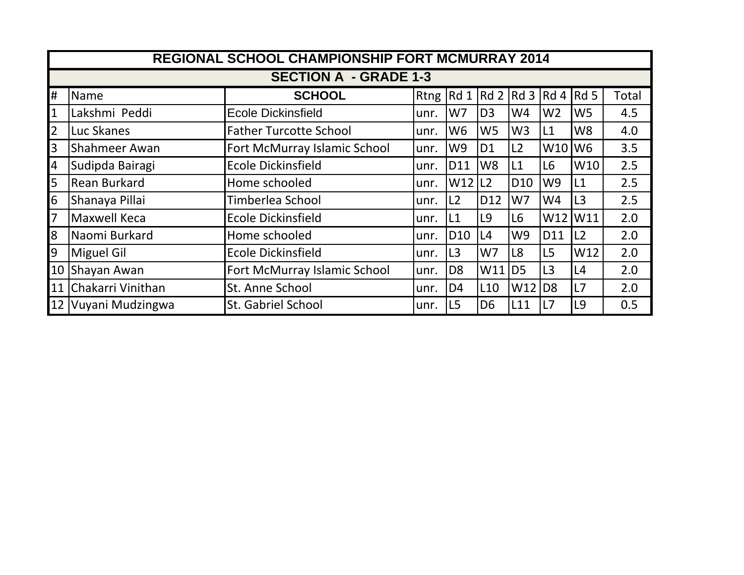# REGIONAL SCHOOL CHAMPIONSHIP FORT MCMURRAY 2014

## SECTION A - GRADE 1-3

| # | Name | SCHOOL | Rtng | Rd 1 | Rd 2 | Rd 3 | Rd 4 | Rd 5 | Total |
|---|---|---|---|---|---|---|---|---|---|
| 1 | Lakshmi Peddi | Ecole Dickinsfield | unr. | W7 | D3 | W4 | W2 | W5 | 4.5 |
| 2 | Luc Skanes | Father Turcotte School | unr. | W6 | W5 | W3 | L1 | W8 | 4.0 |
| 3 | Shahmeer Awan | Fort McMurray Islamic School | unr. | W9 | D1 | L2 | W10 | W6 | 3.5 |
| 4 | Sudipda Bairagi | Ecole Dickinsfield | unr. | D11 | W8 | L1 | L6 | W10 | 2.5 |
| 5 | Rean Burkard | Home schooled | unr. | W12 | L2 | D10 | W9 | L1 | 2.5 |
| 6 | Shanaya Pillai | Timberlea School | unr. | L2 | D12 | W7 | W4 | L3 | 2.5 |
| 7 | Maxwell Keca | Ecole Dickinsfield | unr. | L1 | L9 | L6 | W12 | W11 | 2.0 |
| 8 | Naomi Burkard | Home schooled | unr. | D10 | L4 | W9 | D11 | L2 | 2.0 |
| 9 | Miguel Gil | Ecole Dickinsfield | unr. | L3 | W7 | L8 | L5 | W12 | 2.0 |
| 10 | Shayan Awan | Fort McMurray Islamic School | unr. | D8 | W11 | D5 | L3 | L4 | 2.0 |
| 11 | Chakarri Vinithan | St. Anne School | unr. | D4 | L10 | W12 | D8 | L7 | 2.0 |
| 12 | Vuyani Mudzingwa | St. Gabriel School | unr. | L5 | D6 | L11 | L7 | L9 | 0.5 |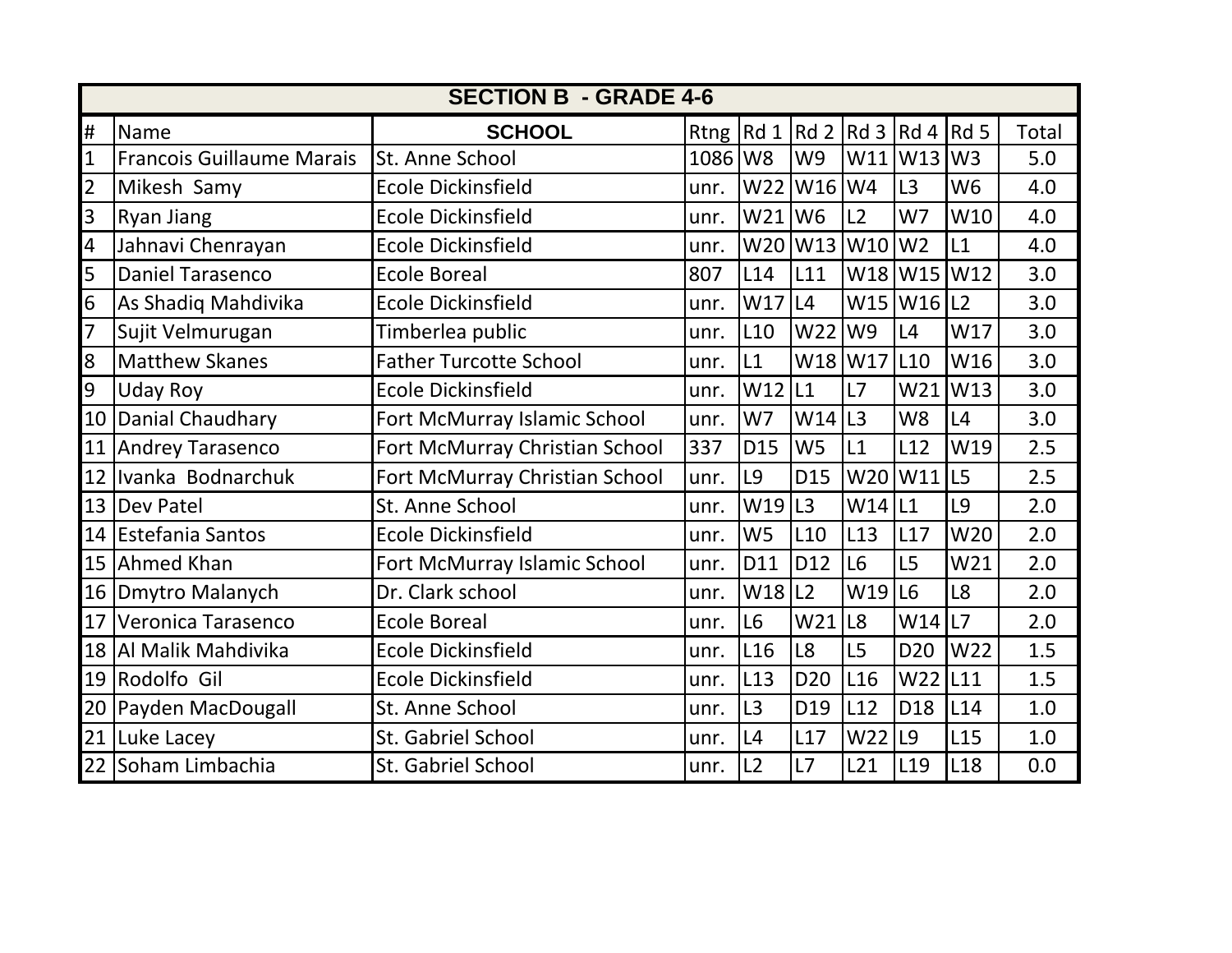## SECTION B - GRADE 4-6

| # | Name | SCHOOL | Rtng | Rd 1 | Rd 2 | Rd 3 | Rd 4 | Rd 5 | Total |
|---|---|---|---|---|---|---|---|---|---|
| 1 | Francois Guillaume Marais | St. Anne School | 1086 | W8 | W9 | W11 | W13 | W3 | 5.0 |
| 2 | Mikesh  Samy | Ecole Dickinsfield | unr. | W22 | W16 | W4 | L3 | W6 | 4.0 |
| 3 | Ryan Jiang | Ecole Dickinsfield | unr. | W21 | W6 | L2 | W7 | W10 | 4.0 |
| 4 | Jahnavi Chenrayan | Ecole Dickinsfield | unr. | W20 | W13 | W10 | W2 | L1 | 4.0 |
| 5 | Daniel Tarasenco | Ecole Boreal | 807 | L14 | L11 | W18 | W15 | W12 | 3.0 |
| 6 | As Shadiq Mahdivika | Ecole Dickinsfield | unr. | W17 | L4 | W15 | W16 | L2 | 3.0 |
| 7 | Sujit Velmurugan | Timberlea public | unr. | L10 | W22 | W9 | L4 | W17 | 3.0 |
| 8 | Matthew Skanes | Father Turcotte School | unr. | L1 | W18 | W17 | L10 | W16 | 3.0 |
| 9 | Uday Roy | Ecole Dickinsfield | unr. | W12 | L1 | L7 | W21 | W13 | 3.0 |
| 10 | Danial Chaudhary | Fort McMurray Islamic School | unr. | W7 | W14 | L3 | W8 | L4 | 3.0 |
| 11 | Andrey Tarasenco | Fort McMurray Christian School | 337 | D15 | W5 | L1 | L12 | W19 | 2.5 |
| 12 | Ivanka  Bodnarchuk | Fort McMurray Christian School | unr. | L9 | D15 | W20 | W11 | L5 | 2.5 |
| 13 | Dev Patel | St. Anne School | unr. | W19 | L3 | W14 | L1 | L9 | 2.0 |
| 14 | Estefania Santos | Ecole Dickinsfield | unr. | W5 | L10 | L13 | L17 | W20 | 2.0 |
| 15 | Ahmed Khan | Fort McMurray Islamic School | unr. | D11 | D12 | L6 | L5 | W21 | 2.0 |
| 16 | Dmytro Malanych | Dr. Clark school | unr. | W18 | L2 | W19 | L6 | L8 | 2.0 |
| 17 | Veronica Tarasenco | Ecole Boreal | unr. | L6 | W21 | L8 | W14 | L7 | 2.0 |
| 18 | Al Malik Mahdivika | Ecole Dickinsfield | unr. | L16 | L8 | L5 | D20 | W22 | 1.5 |
| 19 | Rodolfo  Gil | Ecole Dickinsfield | unr. | L13 | D20 | L16 | W22 | L11 | 1.5 |
| 20 | Payden MacDougall | St. Anne School | unr. | L3 | D19 | L12 | D18 | L14 | 1.0 |
| 21 | Luke Lacey | St. Gabriel School | unr. | L4 | L17 | W22 | L9 | L15 | 1.0 |
| 22 | Soham Limbachia | St. Gabriel School | unr. | L2 | L7 | L21 | L19 | L18 | 0.0 |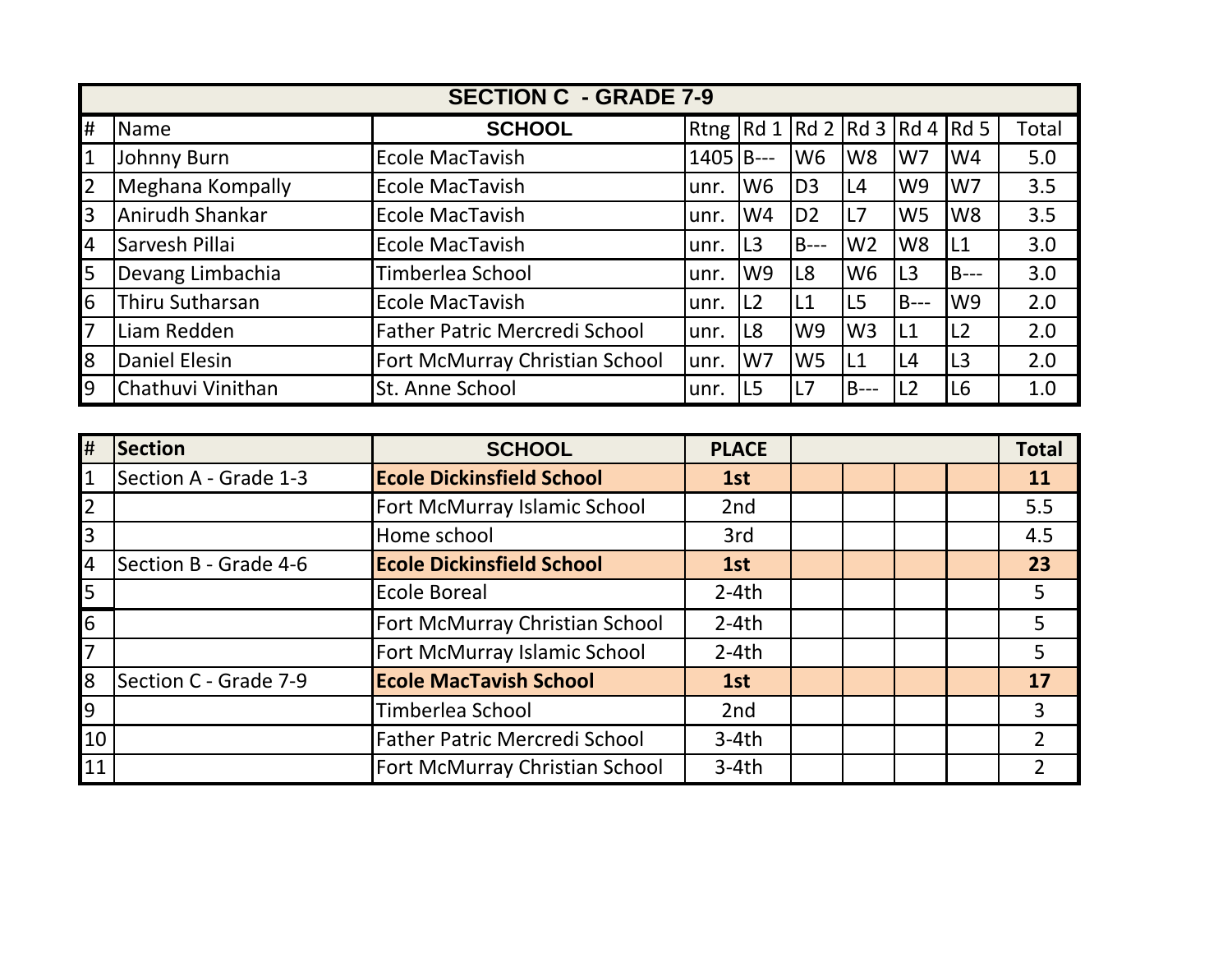| SECTION C - GRADE 7-9 | | | | | | | | | |
|---|---|---|---|---|---|---|---|---|---|
| # | Name | SCHOOL | Rtng | Rd 1 | Rd 2 | Rd 3 | Rd 4 | Rd 5 | Total |
| 1 | Johnny Burn | Ecole MacTavish | 1405 | B--- | W6 | W8 | W7 | W4 | 5.0 |
| 2 | Meghana Kompally | Ecole MacTavish | unr. | W6 | D3 | L4 | W9 | W7 | 3.5 |
| 3 | Anirudh Shankar | Ecole MacTavish | unr. | W4 | D2 | L7 | W5 | W8 | 3.5 |
| 4 | Sarvesh Pillai | Ecole MacTavish | unr. | L3 | B--- | W2 | W8 | L1 | 3.0 |
| 5 | Devang Limbachia | Timberlea School | unr. | W9 | L8 | W6 | L3 | B--- | 3.0 |
| 6 | Thiru Sutharsan | Ecole MacTavish | unr. | L2 | L1 | L5 | B--- | W9 | 2.0 |
| 7 | Liam Redden | Father Patric Mercredi School | unr. | L8 | W9 | W3 | L1 | L2 | 2.0 |
| 8 | Daniel Elesin | Fort McMurray Christian School | unr. | W7 | W5 | L1 | L4 | L3 | 2.0 |
| 9 | Chathuvi Vinithan | St. Anne School | unr. | L5 | L7 | B--- | L2 | L6 | 1.0 |

| # | Section | SCHOOL | PLACE | | | | | Total |
|---|---|---|---|---|---|---|---|---|
| 1 | Section A - Grade 1-3 | **Ecole Dickinsfield School** | **1st** | | | | | **11** |
| 2 | | Fort McMurray Islamic School | 2nd | | | | | 5.5 |
| 3 | | Home school | 3rd | | | | | 4.5 |
| 4 | Section B - Grade 4-6 | **Ecole Dickinsfield School** | **1st** | | | | | **23** |
| 5 | | Ecole Boreal | 2-4th | | | | | 5 |
| 6 | | Fort McMurray Christian School | 2-4th | | | | | 5 |
| 7 | | Fort McMurray Islamic School | 2-4th | | | | | 5 |
| 8 | Section C - Grade 7-9 | **Ecole MacTavish School** | **1st** | | | | | **17** |
| 9 | | Timberlea School | 2nd | | | | | 3 |
| 10 | | Father Patric Mercredi School | 3-4th | | | | | 2 |
| 11 | | Fort McMurray Christian School | 3-4th | | | | | 2 |